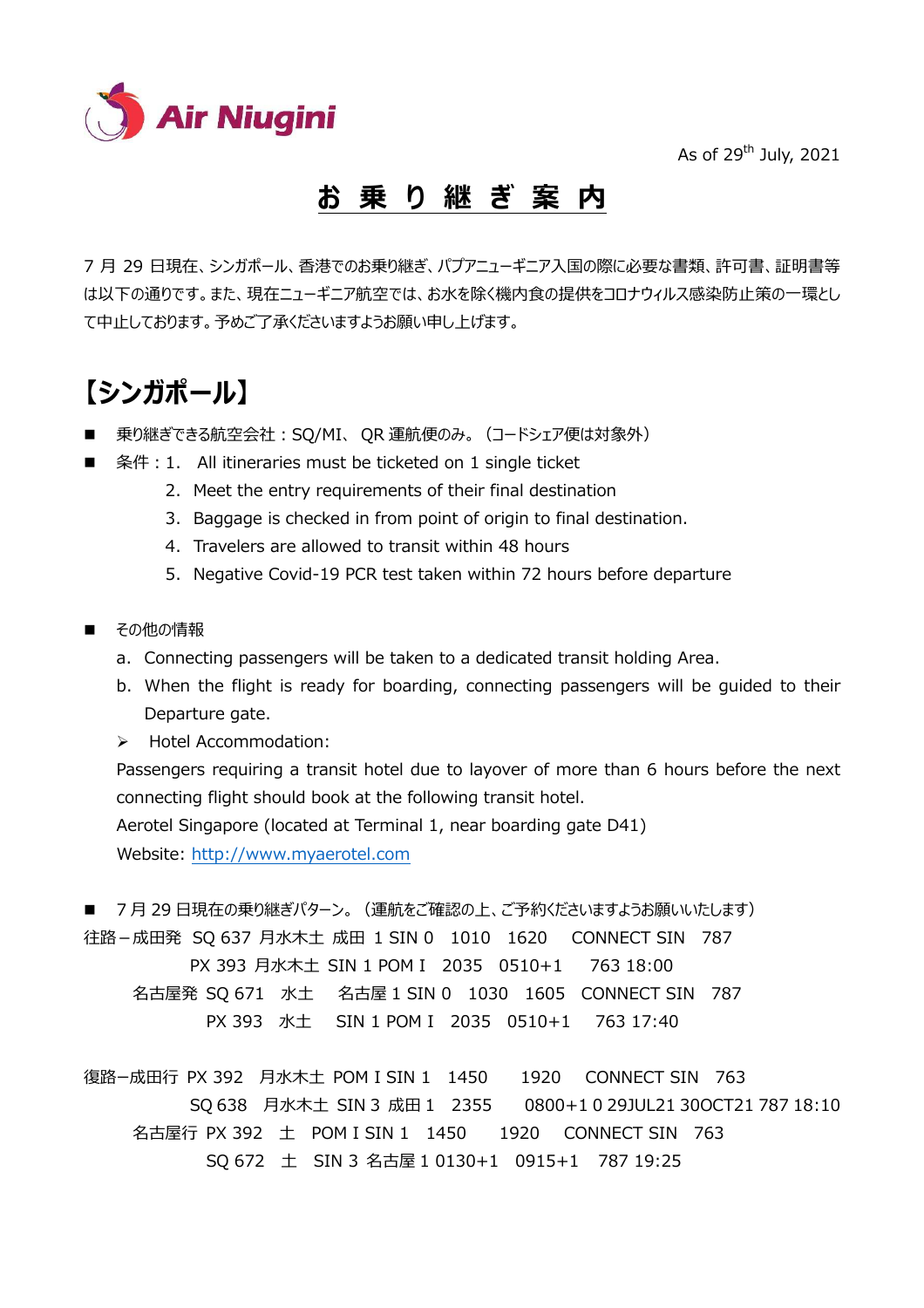Air Niugini

As of 29th July, 2021

# お 乗 り 継 ぎ 案 内

7 月 29 日現在、シンガポール、香港でのお乗り継ぎ、パプアニューギニア入国の際に必要な書類、許可書、証明書等は以下の通りです。また、現在ニューギニア航空では、お水を除く機内食の提供をコロナウィルス感染防止策の一環として中止しております。予めご了承くださいますようお願い申し上げます。

## 【シンガポール】

- 乗り継ぎできる航空会社：SQ/MI、 QR 運航便のみ。（コードシェア便は対象外）
- 条件：
  1. All itineraries must be ticketed on 1 single ticket
  2. Meet the entry requirements of their final destination
  3. Baggage is checked in from point of origin to final destination.
  4. Travelers are allowed to transit within 48 hours
  5. Negative Covid-19 PCR test taken within 72 hours before departure

- その他の情報
  - a. Connecting passengers will be taken to a dedicated transit holding Area.
  - b. When the flight is ready for boarding, connecting passengers will be guided to their Departure gate.
  - ➢ Hotel Accommodation:

  Passengers requiring a transit hotel due to layover of more than 6 hours before the next connecting flight should book at the following transit hotel.
  Aerotel Singapore (located at Terminal 1, near boarding gate D41)
  Website: http://www.myaerotel.com

- 7 月 29 日現在の乗り継ぎパターン。（運航をご確認の上、ご予約くださいますようお願いいたします）

往路－成田発 SQ 637 月水木土 成田 1 SIN 0 1010 1620 CONNECT SIN 787
PX 393 月水木土 SIN 1 POM I 2035 0510+1 763 18:00
名古屋発 SQ 671 水土 名古屋 1 SIN 0 1030 1605 CONNECT SIN 787
PX 393 水土 SIN 1 POM I 2035 0510+1 763 17:40

復路－成田行 PX 392 月水木土 POM I SIN 1 1450 1920 CONNECT SIN 763
SQ 638 月水木土 SIN 3 成田 1 2355 0800+1 0 29JUL21 30OCT21 787 18:10
名古屋行 PX 392 土 POM I SIN 1 1450 1920 CONNECT SIN 763
SQ 672 土 SIN 3 名古屋 1 0130+1 0915+1 787 19:25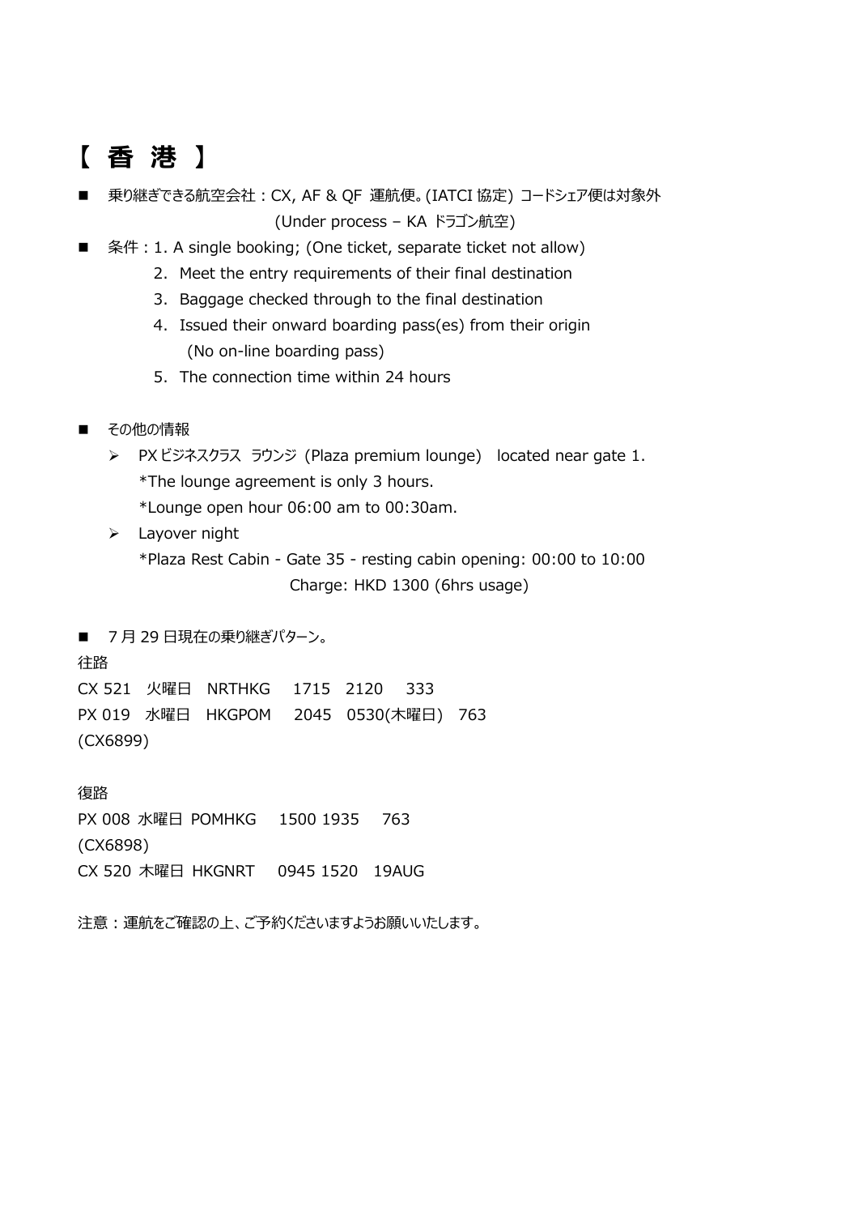# 【 香 港 】

- 乗り継ぎできる航空会社：CX, AF & QF 運航便。(IATCI 協定) コードシェア便は対象外
  (Under process – KA ドラゴン航空)
- 条件：1. A single booking; (One ticket, separate ticket not allow)
  2. Meet the entry requirements of their final destination
  3. Baggage checked through to the final destination
  4. Issued their onward boarding pass(es) from their origin
     (No on-line boarding pass)
  5. The connection time within 24 hours

- その他の情報
  - PX ビジネスクラス ラウンジ (Plaza premium lounge) located near gate 1.
    *The lounge agreement is only 3 hours.
    *Lounge open hour 06:00 am to 00:30am.
  - Layover night
    *Plaza Rest Cabin - Gate 35 - resting cabin opening: 00:00 to 10:00
    Charge: HKD 1300 (6hrs usage)

- 7 月 29 日現在の乗り継ぎパターン。

往路

CX 521 火曜日 NRTHKG 1715 2120 333
PX 019 水曜日 HKGPOM 2045 0530(木曜日) 763
(CX6899)

復路

PX 008 水曜日 POMHKG 1500 1935 763
(CX6898)
CX 520 木曜日 HKGNRT 0945 1520 19AUG

注意：運航をご確認の上、ご予約くださいますようお願いいたします。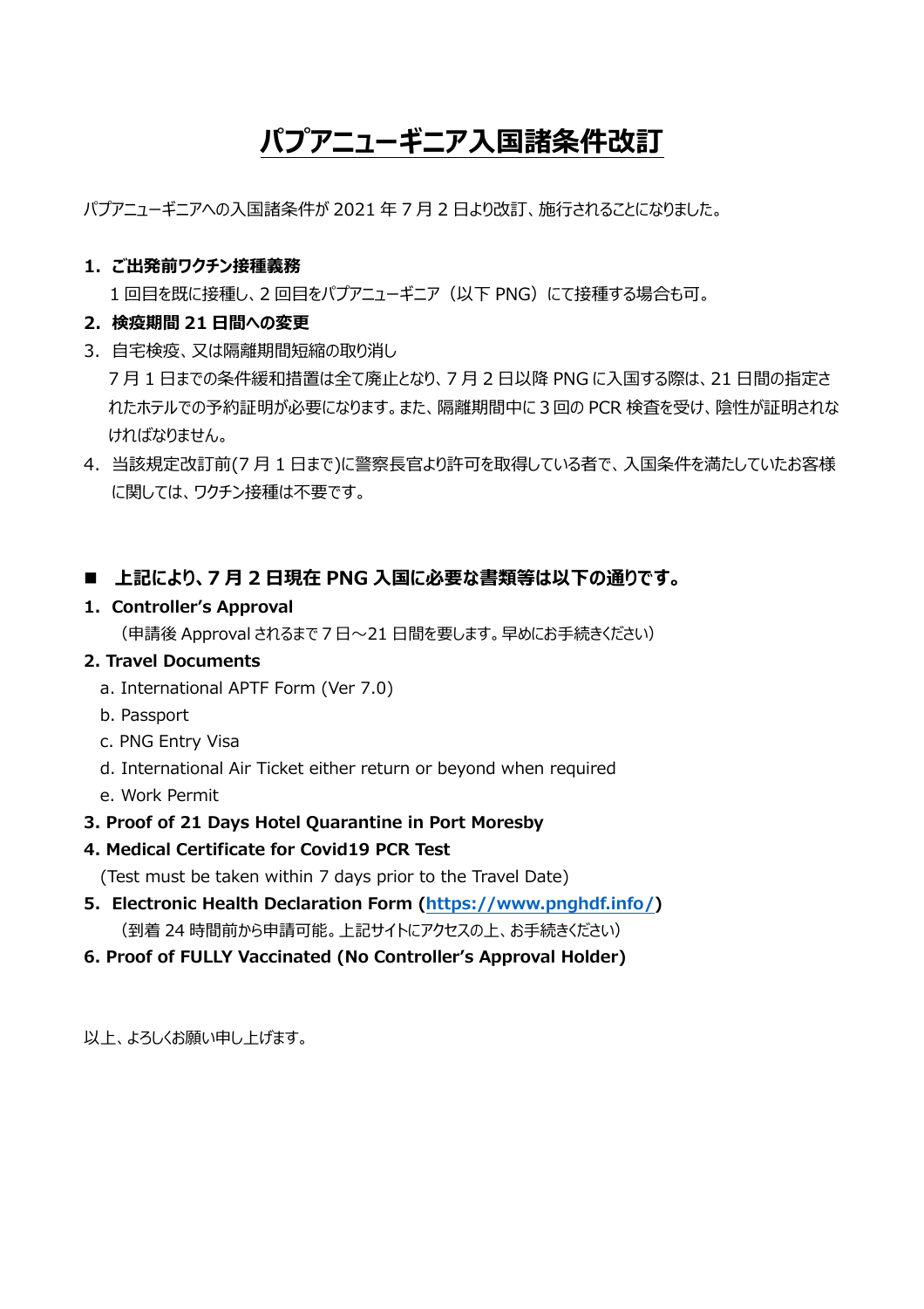# パプアニューギニア入国諸条件改訂

パプアニューギニアへの入国諸条件が 2021 年 7 月 2 日より改訂、施行されることになりました。

**1. ご出発前ワクチン接種義務**

1 回目を既に接種し、2 回目をパプアニューギニア（以下 PNG）にて接種する場合も可。

**2. 検疫期間 21 日間への変更**

3. 自宅検疫、又は隔離期間短縮の取り消し

7 月 1 日までの条件緩和措置は全て廃止となり、7 月 2 日以降 PNG に入国する際は、21 日間の指定されたホテルでの予約証明が必要になります。また、隔離期間中に 3 回の PCR 検査を受け、陰性が証明されなければなりません。

4. 当該規定改訂前(7 月 1 日まで)に警察長官より許可を取得している者で、入国条件を満たしていたお客様に関しては、ワクチン接種は不要です。

■ **上記により、7 月 2 日現在 PNG 入国に必要な書類等は以下の通りです。**

**1. Controller's Approval**

（申請後 Approval されるまで 7 日～21 日間を要します。早めにお手続きください）

**2. Travel Documents**

a. International APTF Form (Ver 7.0)
b. Passport
c. PNG Entry Visa
d. International Air Ticket either return or beyond when required
e. Work Permit

**3. Proof of 21 Days Hotel Quarantine in Port Moresby**

**4. Medical Certificate for Covid19 PCR Test**

(Test must be taken within 7 days prior to the Travel Date)

**5. Electronic Health Declaration Form (https://www.pnghdf.info/)**

（到着 24 時間前から申請可能。上記サイトにアクセスの上、お手続きください）

**6. Proof of FULLY Vaccinated (No Controller's Approval Holder)**

以上、よろしくお願い申し上げます。